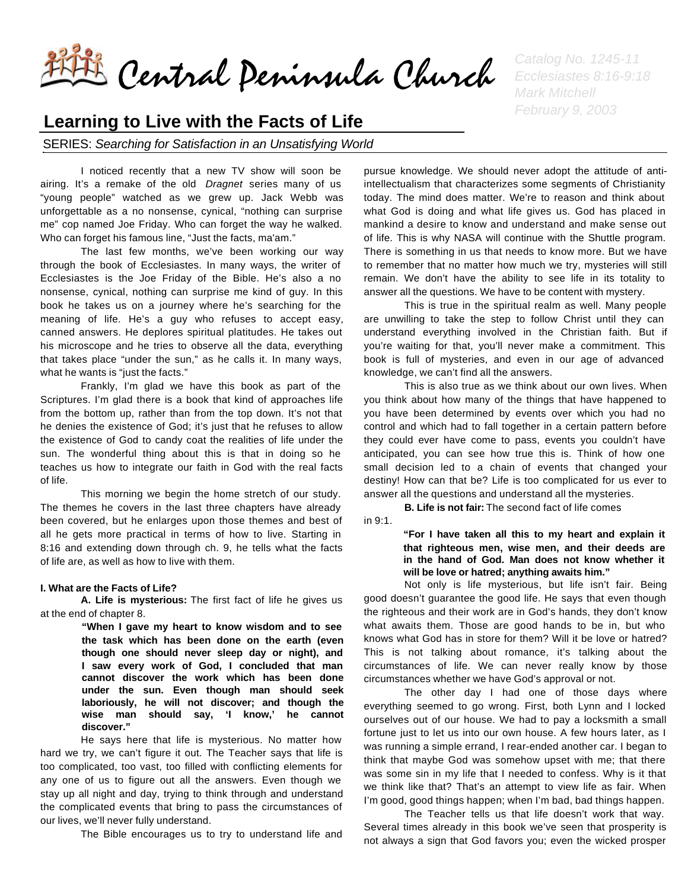# Central Peninsula Church

*Catalog No. 1245-11*
*Ecclesiastes 8:16-9:18*
*Mark Mitchell*
*February 9, 2003*

## Learning to Live with the Facts of Life

SERIES: *Searching for Satisfaction in an Unsatisfying World*

I noticed recently that a new TV show will soon be airing. It's a remake of the old *Dragnet* series many of us "young people" watched as we grew up. Jack Webb was unforgettable as a no nonsense, cynical, "nothing can surprise me" cop named Joe Friday. Who can forget the way he walked. Who can forget his famous line, "Just the facts, ma'am."

The last few months, we've been working our way through the book of Ecclesiastes. In many ways, the writer of Ecclesiastes is the Joe Friday of the Bible. He's also a no nonsense, cynical, nothing can surprise me kind of guy. In this book he takes us on a journey where he's searching for the meaning of life. He's a guy who refuses to accept easy, canned answers. He deplores spiritual platitudes. He takes out his microscope and he tries to observe all the data, everything that takes place "under the sun," as he calls it. In many ways, what he wants is "just the facts."

Frankly, I'm glad we have this book as part of the Scriptures. I'm glad there is a book that kind of approaches life from the bottom up, rather than from the top down. It's not that he denies the existence of God; it's just that he refuses to allow the existence of God to candy coat the realities of life under the sun. The wonderful thing about this is that in doing so he teaches us how to integrate our faith in God with the real facts of life.

This morning we begin the home stretch of our study. The themes he covers in the last three chapters have already been covered, but he enlarges upon those themes and best of all he gets more practical in terms of how to live. Starting in 8:16 and extending down through ch. 9, he tells what the facts of life are, as well as how to live with them.

#### I. What are the Facts of Life?

**A. Life is mysterious:** The first fact of life he gives us at the end of chapter 8.

> **"When I gave my heart to know wisdom and to see the task which has been done on the earth (even though one should never sleep day or night), and I saw every work of God, I concluded that man cannot discover the work which has been done under the sun. Even though man should seek laboriously, he will not discover; and though the wise man should say, 'I know,' he cannot discover."**

He says here that life is mysterious. No matter how hard we try, we can't figure it out. The Teacher says that life is too complicated, too vast, too filled with conflicting elements for any one of us to figure out all the answers. Even though we stay up all night and day, trying to think through and understand the complicated events that bring to pass the circumstances of our lives, we'll never fully understand.

The Bible encourages us to try to understand life and pursue knowledge. We should never adopt the attitude of anti-intellectualism that characterizes some segments of Christianity today. The mind does matter. We're to reason and think about what God is doing and what life gives us. God has placed in mankind a desire to know and understand and make sense out of life. This is why NASA will continue with the Shuttle program. There is something in us that needs to know more. But we have to remember that no matter how much we try, mysteries will still remain. We don't have the ability to see life in its totality to answer all the questions. We have to be content with mystery.

This is true in the spiritual realm as well. Many people are unwilling to take the step to follow Christ until they can understand everything involved in the Christian faith. But if you're waiting for that, you'll never make a commitment. This book is full of mysteries, and even in our age of advanced knowledge, we can't find all the answers.

This is also true as we think about our own lives. When you think about how many of the things that have happened to you have been determined by events over which you had no control and which had to fall together in a certain pattern before they could ever have come to pass, events you couldn't have anticipated, you can see how true this is. Think of how one small decision led to a chain of events that changed your destiny! How can that be? Life is too complicated for us ever to answer all the questions and understand all the mysteries.

**B. Life is not fair:** The second fact of life comes in 9:1.

> **"For I have taken all this to my heart and explain it that righteous men, wise men, and their deeds are in the hand of God. Man does not know whether it will be love or hatred; anything awaits him."**

Not only is life mysterious, but life isn't fair. Being good doesn't guarantee the good life. He says that even though the righteous and their work are in God's hands, they don't know what awaits them. Those are good hands to be in, but who knows what God has in store for them? Will it be love or hatred? This is not talking about romance, it's talking about the circumstances of life. We can never really know by those circumstances whether we have God's approval or not.

The other day I had one of those days where everything seemed to go wrong. First, both Lynn and I locked ourselves out of our house. We had to pay a locksmith a small fortune just to let us into our own house. A few hours later, as I was running a simple errand, I rear-ended another car. I began to think that maybe God was somehow upset with me; that there was some sin in my life that I needed to confess. Why is it that we think like that? That's an attempt to view life as fair. When I'm good, good things happen; when I'm bad, bad things happen.

The Teacher tells us that life doesn't work that way. Several times already in this book we've seen that prosperity is not always a sign that God favors you; even the wicked prosper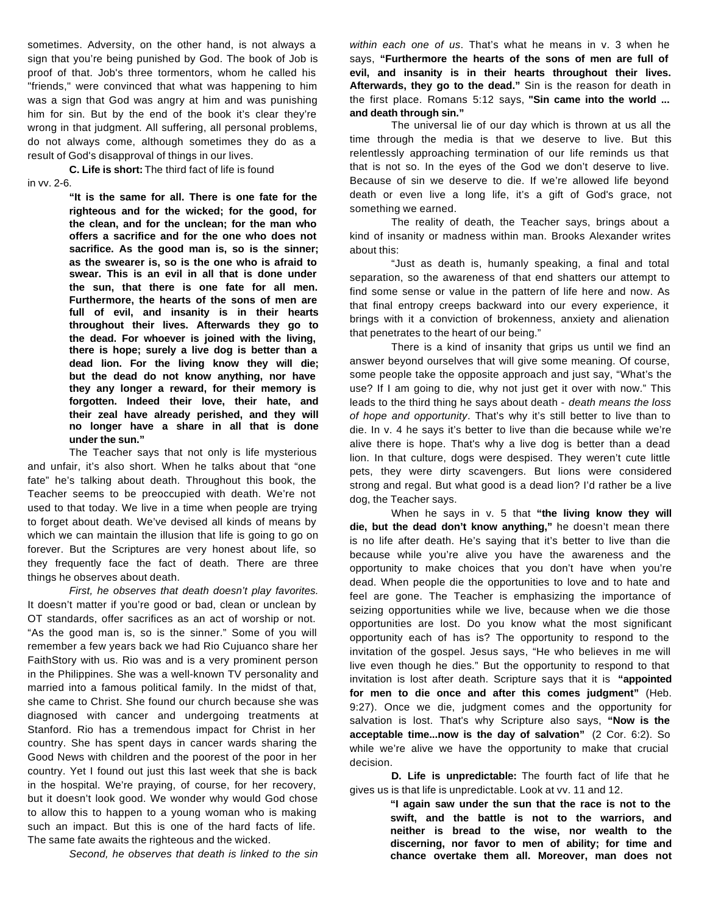sometimes. Adversity, on the other hand, is not always a sign that you're being punished by God. The book of Job is proof of that. Job's three tormentors, whom he called his "friends," were convinced that what was happening to him was a sign that God was angry at him and was punishing him for sin. But by the end of the book it's clear they're wrong in that judgment. All suffering, all personal problems, do not always come, although sometimes they do as a result of God's disapproval of things in our lives.

**C. Life is short:** The third fact of life is found in vv. 2-6.

> **"It is the same for all. There is one fate for the righteous and for the wicked; for the good, for the clean, and for the unclean; for the man who offers a sacrifice and for the one who does not sacrifice. As the good man is, so is the sinner; as the swearer is, so is the one who is afraid to swear. This is an evil in all that is done under the sun, that there is one fate for all men. Furthermore, the hearts of the sons of men are full of evil, and insanity is in their hearts throughout their lives. Afterwards they go to the dead. For whoever is joined with the living, there is hope; surely a live dog is better than a dead lion. For the living know they will die; but the dead do not know anything, nor have they any longer a reward, for their memory is forgotten. Indeed their love, their hate, and their zeal have already perished, and they will no longer have a share in all that is done under the sun."**

The Teacher says that not only is life mysterious and unfair, it's also short. When he talks about that "one fate" he's talking about death. Throughout this book, the Teacher seems to be preoccupied with death. We're not used to that today. We live in a time when people are trying to forget about death. We've devised all kinds of means by which we can maintain the illusion that life is going to go on forever. But the Scriptures are very honest about life, so they frequently face the fact of death. There are three things he observes about death.

*First, he observes that death doesn't play favorites.* It doesn't matter if you're good or bad, clean or unclean by OT standards, offer sacrifices as an act of worship or not. "As the good man is, so is the sinner." Some of you will remember a few years back we had Rio Cujuanco share her FaithStory with us. Rio was and is a very prominent person in the Philippines. She was a well-known TV personality and married into a famous political family. In the midst of that, she came to Christ. She found our church because she was diagnosed with cancer and undergoing treatments at Stanford. Rio has a tremendous impact for Christ in her country. She has spent days in cancer wards sharing the Good News with children and the poorest of the poor in her country. Yet I found out just this last week that she is back in the hospital. We're praying, of course, for her recovery, but it doesn't look good. We wonder why would God chose to allow this to happen to a young woman who is making such an impact. But this is one of the hard facts of life. The same fate awaits the righteous and the wicked.

*Second, he observes that death is linked to the sin within each one of us*. That's what he means in v. 3 when he says, **"Furthermore the hearts of the sons of men are full of evil, and insanity is in their hearts throughout their lives. Afterwards, they go to the dead."** Sin is the reason for death in the first place. Romans 5:12 says, **"Sin came into the world ... and death through sin."**

The universal lie of our day which is thrown at us all the time through the media is that we deserve to live. But this relentlessly approaching termination of our life reminds us that that is not so. In the eyes of the God we don't deserve to live. Because of sin we deserve to die. If we're allowed life beyond death or even live a long life, it's a gift of God's grace, not something we earned.

The reality of death, the Teacher says, brings about a kind of insanity or madness within man. Brooks Alexander writes about this:

"Just as death is, humanly speaking, a final and total separation, so the awareness of that end shatters our attempt to find some sense or value in the pattern of life here and now. As that final entropy creeps backward into our every experience, it brings with it a conviction of brokenness, anxiety and alienation that penetrates to the heart of our being."

There is a kind of insanity that grips us until we find an answer beyond ourselves that will give some meaning. Of course, some people take the opposite approach and just say, "What's the use? If I am going to die, why not just get it over with now." This leads to the third thing he says about death - *death means the loss of hope and opportunity*. That's why it's still better to live than to die. In v. 4 he says it's better to live than die because while we're alive there is hope. That's why a live dog is better than a dead lion. In that culture, dogs were despised. They weren't cute little pets, they were dirty scavengers. But lions were considered strong and regal. But what good is a dead lion? I'd rather be a live dog, the Teacher says.

When he says in v. 5 that **"the living know they will die, but the dead don't know anything,"** he doesn't mean there is no life after death. He's saying that it's better to live than die because while you're alive you have the awareness and the opportunity to make choices that you don't have when you're dead. When people die the opportunities to love and to hate and feel are gone. The Teacher is emphasizing the importance of seizing opportunities while we live, because when we die those opportunities are lost. Do you know what the most significant opportunity each of has is? The opportunity to respond to the invitation of the gospel. Jesus says, "He who believes in me will live even though he dies." But the opportunity to respond to that invitation is lost after death. Scripture says that it is **"appointed for men to die once and after this comes judgment"** (Heb. 9:27). Once we die, judgment comes and the opportunity for salvation is lost. That's why Scripture also says, **"Now is the acceptable time...now is the day of salvation"** (2 Cor. 6:2). So while we're alive we have the opportunity to make that crucial decision.

**D. Life is unpredictable:** The fourth fact of life that he gives us is that life is unpredictable. Look at vv. 11 and 12.

> **"I again saw under the sun that the race is not to the swift, and the battle is not to the warriors, and neither is bread to the wise, nor wealth to the discerning, nor favor to men of ability; for time and chance overtake them all. Moreover, man does not**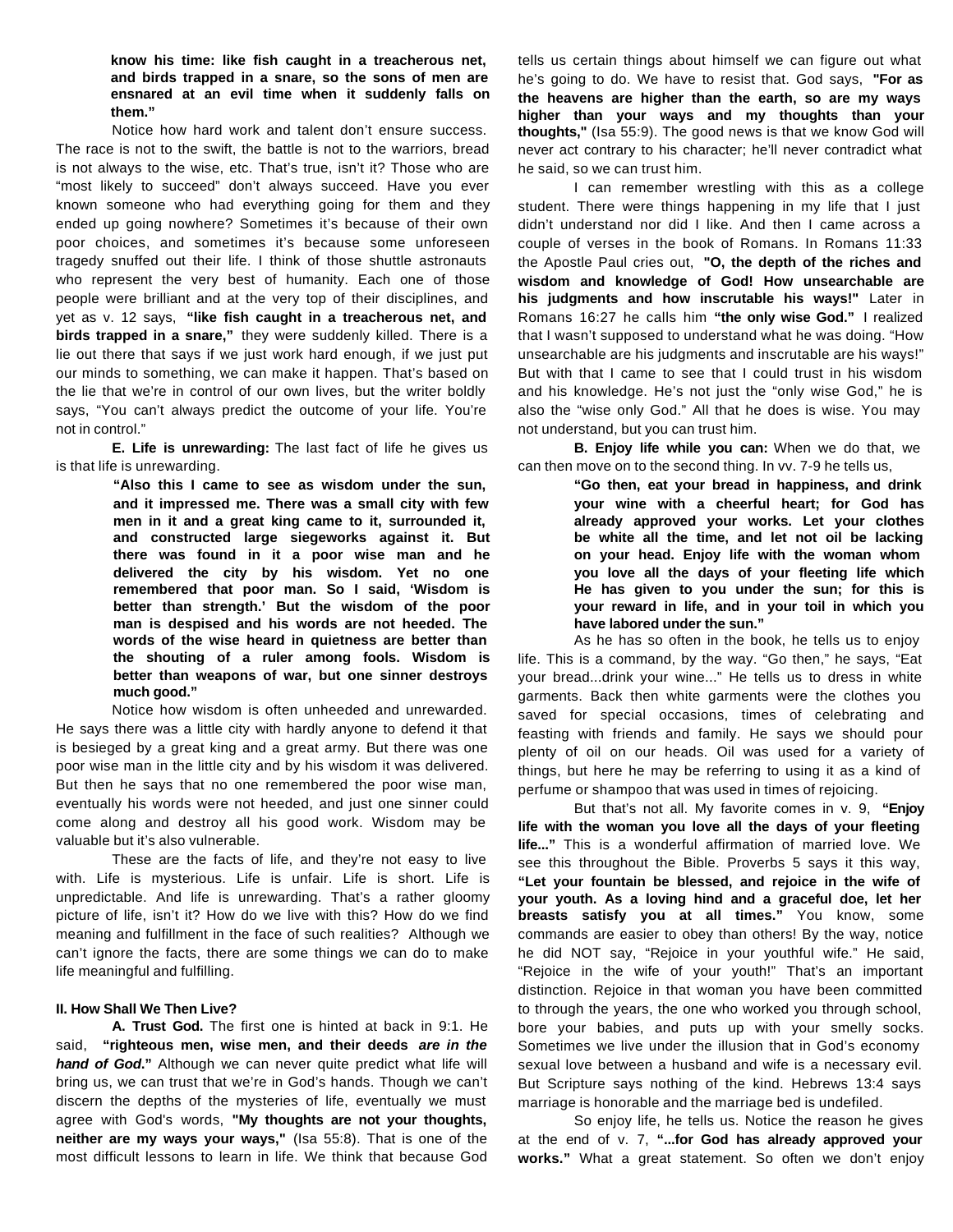**know his time: like fish caught in a treacherous net, and birds trapped in a snare, so the sons of men are ensnared at an evil time when it suddenly falls on them."**

Notice how hard work and talent don't ensure success. The race is not to the swift, the battle is not to the warriors, bread is not always to the wise, etc. That's true, isn't it? Those who are "most likely to succeed" don't always succeed. Have you ever known someone who had everything going for them and they ended up going nowhere? Sometimes it's because of their own poor choices, and sometimes it's because some unforeseen tragedy snuffed out their life. I think of those shuttle astronauts who represent the very best of humanity. Each one of those people were brilliant and at the very top of their disciplines, and yet as v. 12 says, **"like fish caught in a treacherous net, and birds trapped in a snare,"** they were suddenly killed. There is a lie out there that says if we just work hard enough, if we just put our minds to something, we can make it happen. That's based on the lie that we're in control of our own lives, but the writer boldly says, "You can't always predict the outcome of your life. You're not in control."

**E. Life is unrewarding:** The last fact of life he gives us is that life is unrewarding.

> **"Also this I came to see as wisdom under the sun, and it impressed me. There was a small city with few men in it and a great king came to it, surrounded it, and constructed large siegeworks against it. But there was found in it a poor wise man and he delivered the city by his wisdom. Yet no one remembered that poor man. So I said, 'Wisdom is better than strength.' But the wisdom of the poor man is despised and his words are not heeded. The words of the wise heard in quietness are better than the shouting of a ruler among fools. Wisdom is better than weapons of war, but one sinner destroys much good."**

Notice how wisdom is often unheeded and unrewarded. He says there was a little city with hardly anyone to defend it that is besieged by a great king and a great army. But there was one poor wise man in the little city and by his wisdom it was delivered. But then he says that no one remembered the poor wise man, eventually his words were not heeded, and just one sinner could come along and destroy all his good work. Wisdom may be valuable but it's also vulnerable.

These are the facts of life, and they're not easy to live with. Life is mysterious. Life is unfair. Life is short. Life is unpredictable. And life is unrewarding. That's a rather gloomy picture of life, isn't it? How do we live with this? How do we find meaning and fulfillment in the face of such realities? Although we can't ignore the facts, there are some things we can do to make life meaningful and fulfilling.

## II. How Shall We Then Live?

**A. Trust God.** The first one is hinted at back in 9:1. He said, **"righteous men, wise men, and their deeds *are in the hand of God*."** Although we can never quite predict what life will bring us, we can trust that we're in God's hands. Though we can't discern the depths of the mysteries of life, eventually we must agree with God's words, **"My thoughts are not your thoughts, neither are my ways your ways,"** (Isa 55:8). That is one of the most difficult lessons to learn in life. We think that because God tells us certain things about himself we can figure out what he's going to do. We have to resist that. God says, **"For as the heavens are higher than the earth, so are my ways higher than your ways and my thoughts than your thoughts,"** (Isa 55:9). The good news is that we know God will never act contrary to his character; he'll never contradict what he said, so we can trust him.

I can remember wrestling with this as a college student. There were things happening in my life that I just didn't understand nor did I like. And then I came across a couple of verses in the book of Romans. In Romans 11:33 the Apostle Paul cries out, **"O, the depth of the riches and wisdom and knowledge of God! How unsearchable are his judgments and how inscrutable his ways!"** Later in Romans 16:27 he calls him **"the only wise God."** I realized that I wasn't supposed to understand what he was doing. "How unsearchable are his judgments and inscrutable are his ways!" But with that I came to see that I could trust in his wisdom and his knowledge. He's not just the "only wise God," he is also the "wise only God." All that he does is wise. You may not understand, but you can trust him.

**B. Enjoy life while you can:** When we do that, we can then move on to the second thing. In vv. 7-9 he tells us,

> **"Go then, eat your bread in happiness, and drink your wine with a cheerful heart; for God has already approved your works. Let your clothes be white all the time, and let not oil be lacking on your head. Enjoy life with the woman whom you love all the days of your fleeting life which He has given to you under the sun; for this is your reward in life, and in your toil in which you have labored under the sun."**

As he has so often in the book, he tells us to enjoy life. This is a command, by the way. "Go then," he says, "Eat your bread...drink your wine..." He tells us to dress in white garments. Back then white garments were the clothes you saved for special occasions, times of celebrating and feasting with friends and family. He says we should pour plenty of oil on our heads. Oil was used for a variety of things, but here he may be referring to using it as a kind of perfume or shampoo that was used in times of rejoicing.

But that's not all. My favorite comes in v. 9, **"Enjoy life with the woman you love all the days of your fleeting life..."** This is a wonderful affirmation of married love. We see this throughout the Bible. Proverbs 5 says it this way, **"Let your fountain be blessed, and rejoice in the wife of your youth. As a loving hind and a graceful doe, let her breasts satisfy you at all times."** You know, some commands are easier to obey than others! By the way, notice he did NOT say, "Rejoice in your youthful wife." He said, "Rejoice in the wife of your youth!" That's an important distinction. Rejoice in that woman you have been committed to through the years, the one who worked you through school, bore your babies, and puts up with your smelly socks. Sometimes we live under the illusion that in God's economy sexual love between a husband and wife is a necessary evil. But Scripture says nothing of the kind. Hebrews 13:4 says marriage is honorable and the marriage bed is undefiled.

So enjoy life, he tells us. Notice the reason he gives at the end of v. 7, **"...for God has already approved your works."** What a great statement. So often we don't enjoy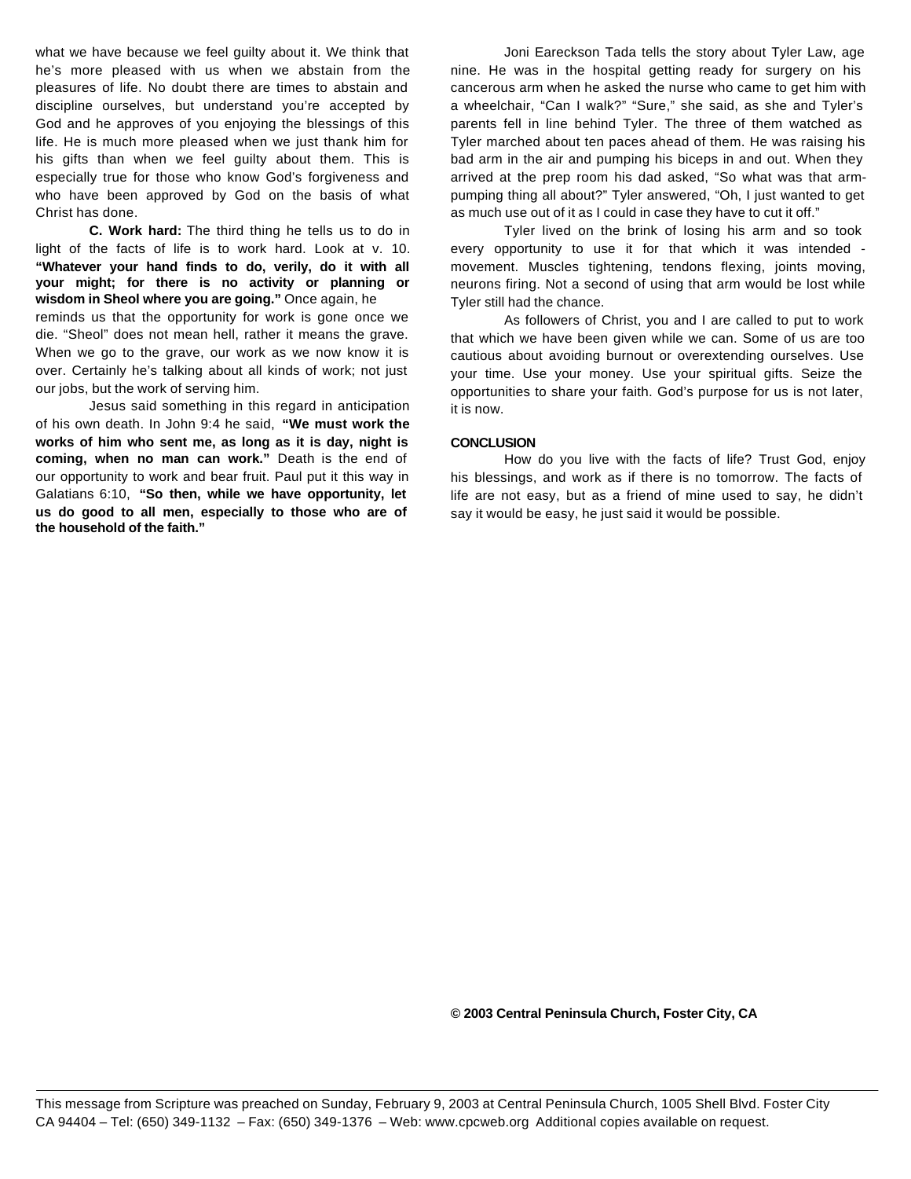what we have because we feel guilty about it. We think that he's more pleased with us when we abstain from the pleasures of life. No doubt there are times to abstain and discipline ourselves, but understand you're accepted by God and he approves of you enjoying the blessings of this life. He is much more pleased when we just thank him for his gifts than when we feel guilty about them. This is especially true for those who know God's forgiveness and who have been approved by God on the basis of what Christ has done.

**C. Work hard:** The third thing he tells us to do in light of the facts of life is to work hard. Look at v. 10. **"Whatever your hand finds to do, verily, do it with all your might; for there is no activity or planning or wisdom in Sheol where you are going."** Once again, he reminds us that the opportunity for work is gone once we die. "Sheol" does not mean hell, rather it means the grave. When we go to the grave, our work as we now know it is over. Certainly he's talking about all kinds of work; not just our jobs, but the work of serving him.

Jesus said something in this regard in anticipation of his own death. In John 9:4 he said, **"We must work the works of him who sent me, as long as it is day, night is coming, when no man can work."** Death is the end of our opportunity to work and bear fruit. Paul put it this way in Galatians 6:10, **"So then, while we have opportunity, let us do good to all men, especially to those who are of the household of the faith."**

Joni Eareckson Tada tells the story about Tyler Law, age nine. He was in the hospital getting ready for surgery on his cancerous arm when he asked the nurse who came to get him with a wheelchair, "Can I walk?" "Sure," she said, as she and Tyler's parents fell in line behind Tyler. The three of them watched as Tyler marched about ten paces ahead of them. He was raising his bad arm in the air and pumping his biceps in and out. When they arrived at the prep room his dad asked, "So what was that arm-pumping thing all about?" Tyler answered, "Oh, I just wanted to get as much use out of it as I could in case they have to cut it off."

Tyler lived on the brink of losing his arm and so took every opportunity to use it for that which it was intended - movement. Muscles tightening, tendons flexing, joints moving, neurons firing. Not a second of using that arm would be lost while Tyler still had the chance.

As followers of Christ, you and I are called to put to work that which we have been given while we can. Some of us are too cautious about avoiding burnout or overextending ourselves. Use your time. Use your money. Use your spiritual gifts. Seize the opportunities to share your faith. God's purpose for us is not later, it is now.

## CONCLUSION

How do you live with the facts of life? Trust God, enjoy his blessings, and work as if there is no tomorrow. The facts of life are not easy, but as a friend of mine used to say, he didn't say it would be easy, he just said it would be possible.

**© 2003 Central Peninsula Church, Foster City, CA**

This message from Scripture was preached on Sunday, February 9, 2003 at Central Peninsula Church, 1005 Shell Blvd. Foster City CA 94404 – Tel: (650) 349-1132 – Fax: (650) 349-1376 – Web: www.cpcweb.org Additional copies available on request.